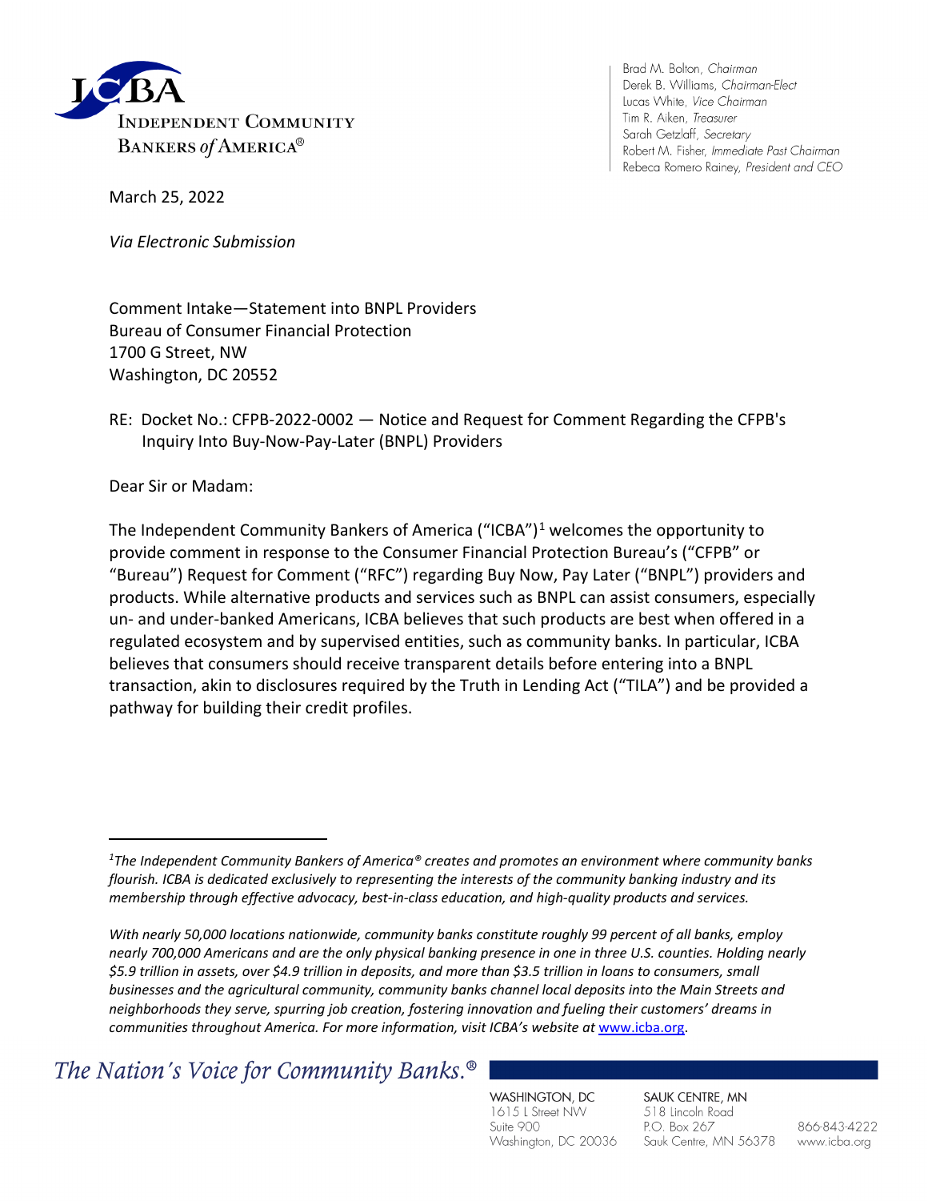**INDEPENDENT COMMUNITY BANKERS of AMERICA®**

Brad M. Bolton, *Chairman*
Derek B. Williams, *Chairman-Elect*
Lucas White, *Vice Chairman*
Tim R. Aiken, *Treasurer*
Sarah Getzlaff, *Secretary*
Robert M. Fisher, *Immediate Past Chairman*
Rebeca Romero Rainey, *President and CEO*

March 25, 2022

*Via Electronic Submission*

Comment Intake—Statement into BNPL Providers
Bureau of Consumer Financial Protection
1700 G Street, NW
Washington, DC 20552

RE: Docket No.: CFPB-2022-0002 — Notice and Request for Comment Regarding the CFPB's Inquiry Into Buy-Now-Pay-Later (BNPL) Providers

Dear Sir or Madam:

The Independent Community Bankers of America ("ICBA")[1] welcomes the opportunity to provide comment in response to the Consumer Financial Protection Bureau's ("CFPB" or "Bureau") Request for Comment ("RFC") regarding Buy Now, Pay Later ("BNPL") providers and products. While alternative products and services such as BNPL can assist consumers, especially un- and under-banked Americans, ICBA believes that such products are best when offered in a regulated ecosystem and by supervised entities, such as community banks. In particular, ICBA believes that consumers should receive transparent details before entering into a BNPL transaction, akin to disclosures required by the Truth in Lending Act ("TILA") and be provided a pathway for building their credit profiles.

---

[1] *The Independent Community Bankers of America® creates and promotes an environment where community banks flourish. ICBA is dedicated exclusively to representing the interests of the community banking industry and its membership through effective advocacy, best-in-class education, and high-quality products and services.*

*With nearly 50,000 locations nationwide, community banks constitute roughly 99 percent of all banks, employ nearly 700,000 Americans and are the only physical banking presence in one in three U.S. counties. Holding nearly $5.9 trillion in assets, over $4.9 trillion in deposits, and more than $3.5 trillion in loans to consumers, small businesses and the agricultural community, community banks channel local deposits into the Main Streets and neighborhoods they serve, spurring job creation, fostering innovation and fueling their customers' dreams in communities throughout America. For more information, visit ICBA's website at* www.icba.org.

*The Nation's Voice for Community Banks.®*

WASHINGTON, DC
1615 L Street NW
Suite 900
Washington, DC 20036

SAUK CENTRE, MN
518 Lincoln Road
P.O. Box 267
Sauk Centre, MN 56378

866-843-4222
www.icba.org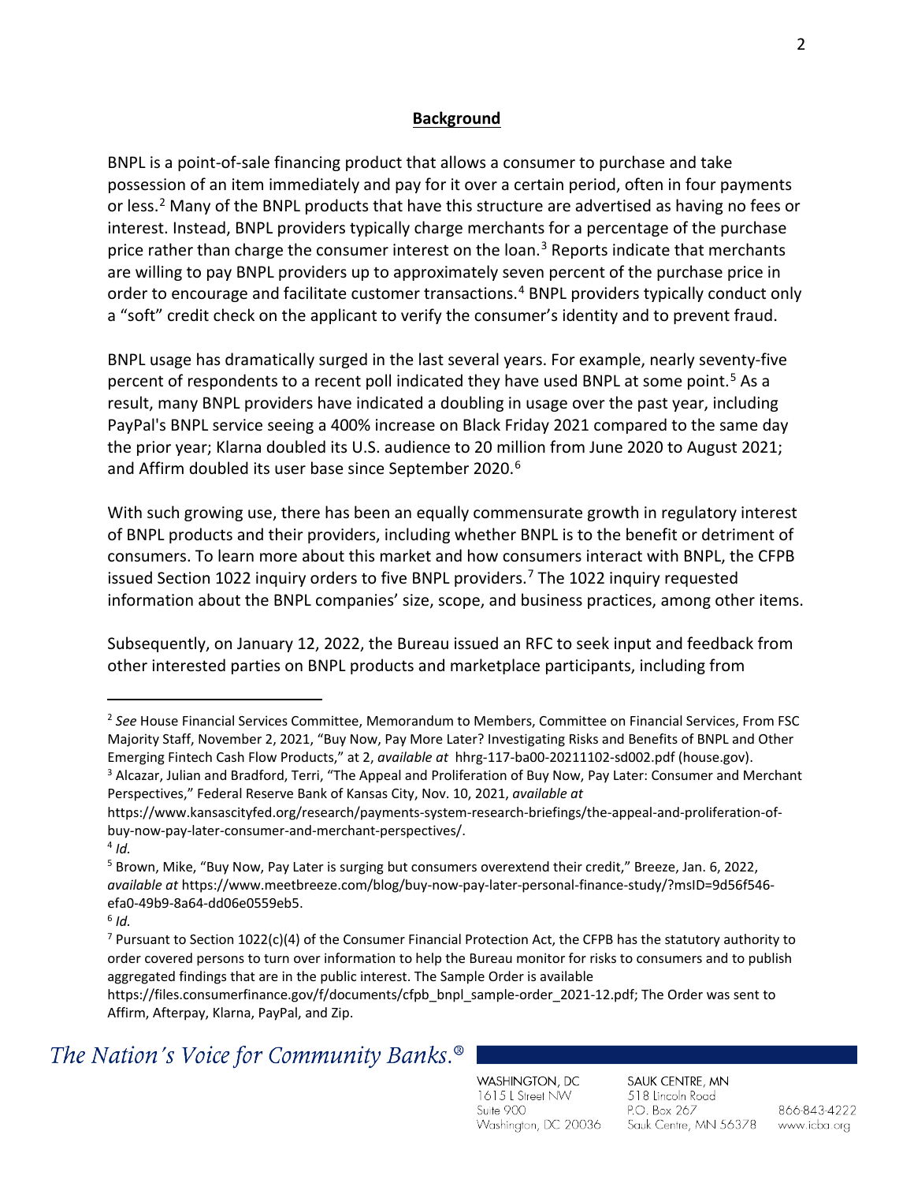## **Background**

BNPL is a point-of-sale financing product that allows a consumer to purchase and take possession of an item immediately and pay for it over a certain period, often in four payments or less.[2] Many of the BNPL products that have this structure are advertised as having no fees or interest. Instead, BNPL providers typically charge merchants for a percentage of the purchase price rather than charge the consumer interest on the loan.[3] Reports indicate that merchants are willing to pay BNPL providers up to approximately seven percent of the purchase price in order to encourage and facilitate customer transactions.[4] BNPL providers typically conduct only a "soft" credit check on the applicant to verify the consumer's identity and to prevent fraud.

BNPL usage has dramatically surged in the last several years. For example, nearly seventy-five percent of respondents to a recent poll indicated they have used BNPL at some point.[5] As a result, many BNPL providers have indicated a doubling in usage over the past year, including PayPal's BNPL service seeing a 400% increase on Black Friday 2021 compared to the same day the prior year; Klarna doubled its U.S. audience to 20 million from June 2020 to August 2021; and Affirm doubled its user base since September 2020.[6]

With such growing use, there has been an equally commensurate growth in regulatory interest of BNPL products and their providers, including whether BNPL is to the benefit or detriment of consumers. To learn more about this market and how consumers interact with BNPL, the CFPB issued Section 1022 inquiry orders to five BNPL providers.[7] The 1022 inquiry requested information about the BNPL companies' size, scope, and business practices, among other items.

Subsequently, on January 12, 2022, the Bureau issued an RFC to seek input and feedback from other interested parties on BNPL products and marketplace participants, including from

---

[2] *See* House Financial Services Committee, Memorandum to Members, Committee on Financial Services, From FSC Majority Staff, November 2, 2021, "Buy Now, Pay More Later? Investigating Risks and Benefits of BNPL and Other Emerging Fintech Cash Flow Products," at 2, *available at* hhrg-117-ba00-20211102-sd002.pdf (house.gov).

[3] Alcazar, Julian and Bradford, Terri, "The Appeal and Proliferation of Buy Now, Pay Later: Consumer and Merchant Perspectives," Federal Reserve Bank of Kansas City, Nov. 10, 2021, *available at* https://www.kansascityfed.org/research/payments-system-research-briefings/the-appeal-and-proliferation-of-buy-now-pay-later-consumer-and-merchant-perspectives/.

[4] *Id.*

[5] Brown, Mike, "Buy Now, Pay Later is surging but consumers overextend their credit," Breeze, Jan. 6, 2022, *available at* https://www.meetbreeze.com/blog/buy-now-pay-later-personal-finance-study/?msID=9d56f546-efa0-49b9-8a64-dd06e0559eb5.

[6] *Id.*

[7] Pursuant to Section 1022(c)(4) of the Consumer Financial Protection Act, the CFPB has the statutory authority to order covered persons to turn over information to help the Bureau monitor for risks to consumers and to publish aggregated findings that are in the public interest. The Sample Order is available https://files.consumerfinance.gov/f/documents/cfpb_bnpl_sample-order_2021-12.pdf; The Order was sent to Affirm, Afterpay, Klarna, PayPal, and Zip.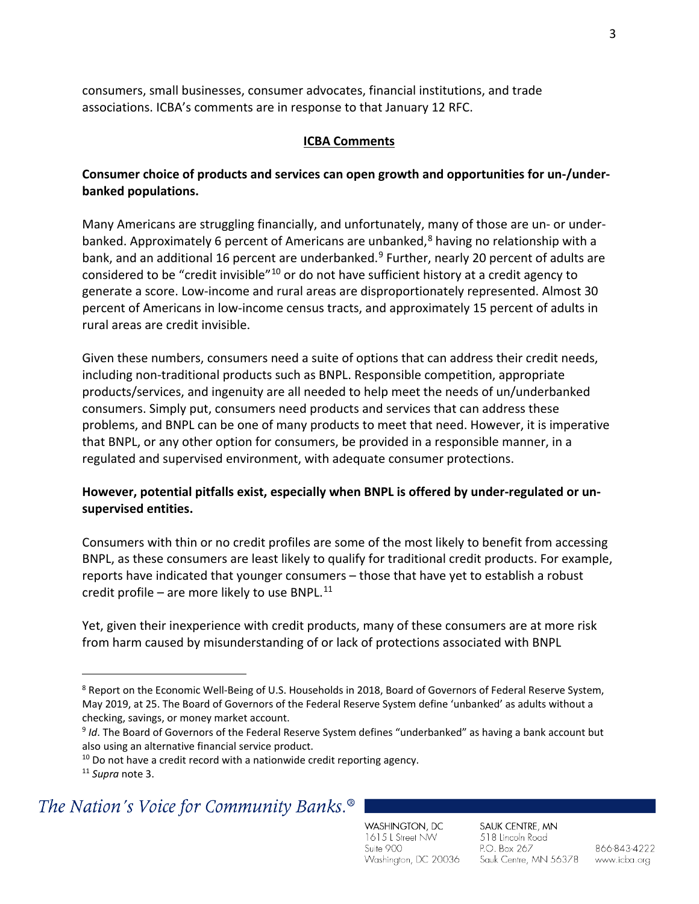consumers, small businesses, consumer advocates, financial institutions, and trade associations. ICBA's comments are in response to that January 12 RFC.

## ICBA Comments

**Consumer choice of products and services can open growth and opportunities for un-/under-banked populations.**

Many Americans are struggling financially, and unfortunately, many of those are un- or under-banked. Approximately 6 percent of Americans are unbanked,[8] having no relationship with a bank, and an additional 16 percent are underbanked.[9] Further, nearly 20 percent of adults are considered to be "credit invisible"[10] or do not have sufficient history at a credit agency to generate a score. Low-income and rural areas are disproportionately represented. Almost 30 percent of Americans in low-income census tracts, and approximately 15 percent of adults in rural areas are credit invisible.

Given these numbers, consumers need a suite of options that can address their credit needs, including non-traditional products such as BNPL. Responsible competition, appropriate products/services, and ingenuity are all needed to help meet the needs of un/underbanked consumers. Simply put, consumers need products and services that can address these problems, and BNPL can be one of many products to meet that need. However, it is imperative that BNPL, or any other option for consumers, be provided in a responsible manner, in a regulated and supervised environment, with adequate consumer protections.

**However, potential pitfalls exist, especially when BNPL is offered by under-regulated or un-supervised entities.**

Consumers with thin or no credit profiles are some of the most likely to benefit from accessing BNPL, as these consumers are least likely to qualify for traditional credit products. For example, reports have indicated that younger consumers – those that have yet to establish a robust credit profile – are more likely to use BNPL.[11]

Yet, given their inexperience with credit products, many of these consumers are at more risk from harm caused by misunderstanding of or lack of protections associated with BNPL

---

[8] Report on the Economic Well-Being of U.S. Households in 2018, Board of Governors of Federal Reserve System, May 2019, at 25. The Board of Governors of the Federal Reserve System define 'unbanked' as adults without a checking, savings, or money market account.

[9] *Id*. The Board of Governors of the Federal Reserve System defines "underbanked" as having a bank account but also using an alternative financial service product.

[10] Do not have a credit record with a nationwide credit reporting agency.

[11] *Supra* note 3.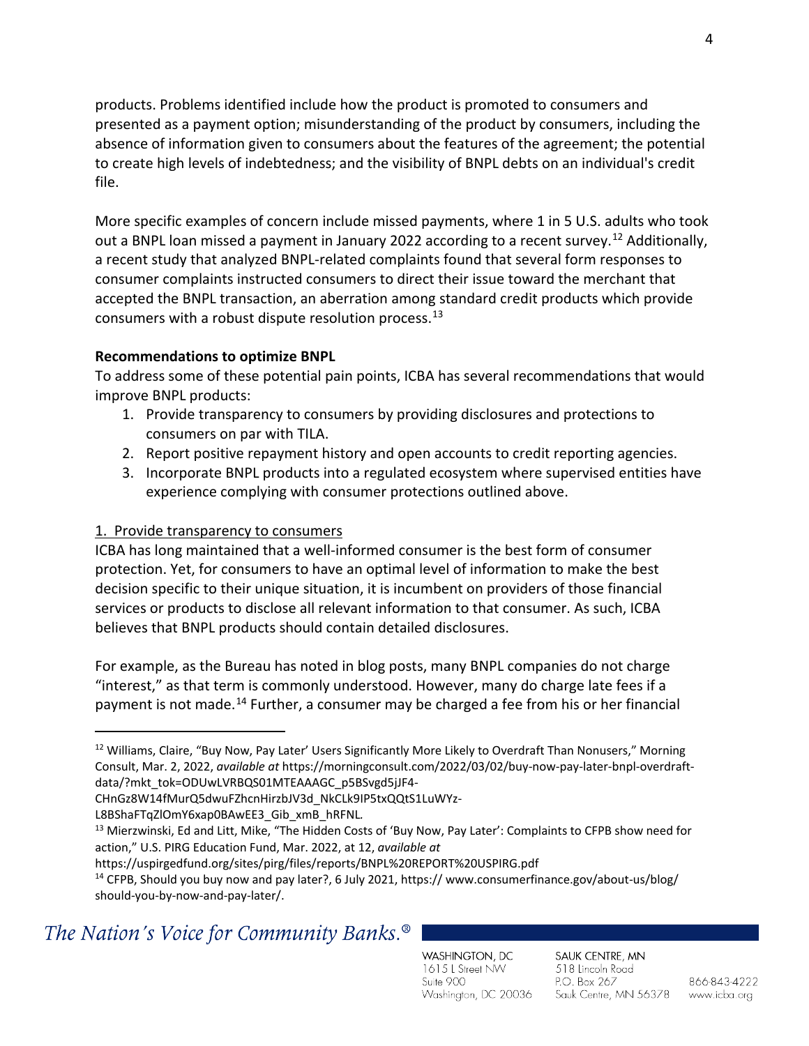products. Problems identified include how the product is promoted to consumers and presented as a payment option; misunderstanding of the product by consumers, including the absence of information given to consumers about the features of the agreement; the potential to create high levels of indebtedness; and the visibility of BNPL debts on an individual's credit file.

More specific examples of concern include missed payments, where 1 in 5 U.S. adults who took out a BNPL loan missed a payment in January 2022 according to a recent survey.[12] Additionally, a recent study that analyzed BNPL-related complaints found that several form responses to consumer complaints instructed consumers to direct their issue toward the merchant that accepted the BNPL transaction, an aberration among standard credit products which provide consumers with a robust dispute resolution process.[13]

**Recommendations to optimize BNPL**

To address some of these potential pain points, ICBA has several recommendations that would improve BNPL products:

1. Provide transparency to consumers by providing disclosures and protections to consumers on par with TILA.
2. Report positive repayment history and open accounts to credit reporting agencies.
3. Incorporate BNPL products into a regulated ecosystem where supervised entities have experience complying with consumer protections outlined above.

<u>1. Provide transparency to consumers</u>

ICBA has long maintained that a well-informed consumer is the best form of consumer protection. Yet, for consumers to have an optimal level of information to make the best decision specific to their unique situation, it is incumbent on providers of those financial services or products to disclose all relevant information to that consumer. As such, ICBA believes that BNPL products should contain detailed disclosures.

For example, as the Bureau has noted in blog posts, many BNPL companies do not charge "interest," as that term is commonly understood. However, many do charge late fees if a payment is not made.[14] Further, a consumer may be charged a fee from his or her financial

---

[12] Williams, Claire, "Buy Now, Pay Later' Users Significantly More Likely to Overdraft Than Nonusers," Morning Consult, Mar. 2, 2022, *available at* https://morningconsult.com/2022/03/02/buy-now-pay-later-bnpl-overdraft-data/?mkt_tok=ODUwLVRBQS01MTEAAAGC_p5BSvgd5jJF4-CHnGz8W14fMurQ5dwuFZhcnHirzbJV3d_NkCLk9IP5txQQtS1LuWYz-L8BShaFTqZlOmY6xap0BAwEE3_Gib_xmB_hRFNL.

[13] Mierzwinski, Ed and Litt, Mike, "The Hidden Costs of 'Buy Now, Pay Later': Complaints to CFPB show need for action," U.S. PIRG Education Fund, Mar. 2022, at 12, *available at* https://uspirgedfund.org/sites/pirg/files/reports/BNPL%20REPORT%20USPIRG.pdf

[14] CFPB, Should you buy now and pay later?, 6 July 2021, https:// www.consumerfinance.gov/about-us/blog/ should-you-by-now-and-pay-later/.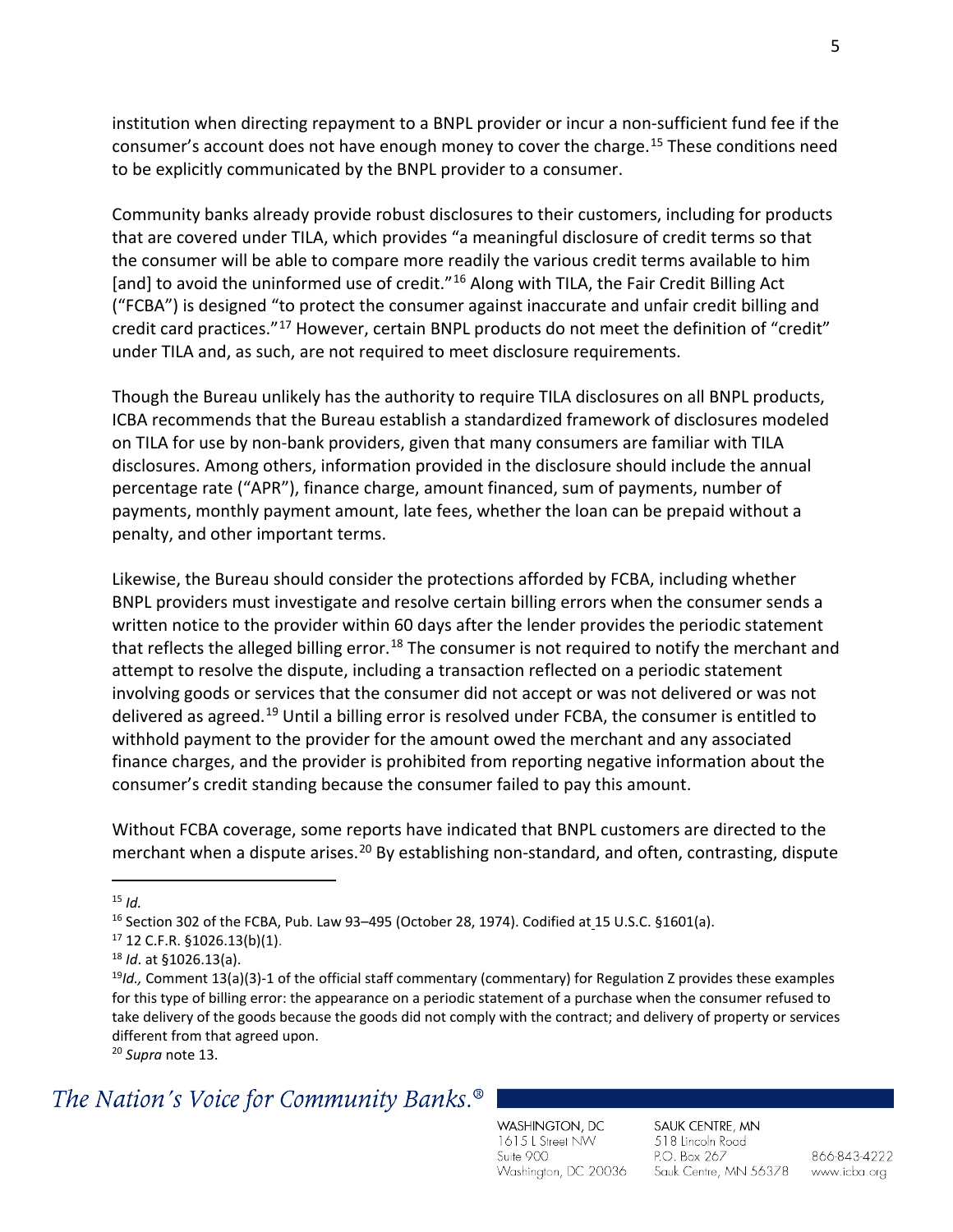institution when directing repayment to a BNPL provider or incur a non-sufficient fund fee if the consumer's account does not have enough money to cover the charge.[15] These conditions need to be explicitly communicated by the BNPL provider to a consumer.

Community banks already provide robust disclosures to their customers, including for products that are covered under TILA, which provides "a meaningful disclosure of credit terms so that the consumer will be able to compare more readily the various credit terms available to him [and] to avoid the uninformed use of credit."[16] Along with TILA, the Fair Credit Billing Act ("FCBA") is designed "to protect the consumer against inaccurate and unfair credit billing and credit card practices."[17] However, certain BNPL products do not meet the definition of "credit" under TILA and, as such, are not required to meet disclosure requirements.

Though the Bureau unlikely has the authority to require TILA disclosures on all BNPL products, ICBA recommends that the Bureau establish a standardized framework of disclosures modeled on TILA for use by non-bank providers, given that many consumers are familiar with TILA disclosures. Among others, information provided in the disclosure should include the annual percentage rate ("APR"), finance charge, amount financed, sum of payments, number of payments, monthly payment amount, late fees, whether the loan can be prepaid without a penalty, and other important terms.

Likewise, the Bureau should consider the protections afforded by FCBA, including whether BNPL providers must investigate and resolve certain billing errors when the consumer sends a written notice to the provider within 60 days after the lender provides the periodic statement that reflects the alleged billing error.[18] The consumer is not required to notify the merchant and attempt to resolve the dispute, including a transaction reflected on a periodic statement involving goods or services that the consumer did not accept or was not delivered or was not delivered as agreed.[19] Until a billing error is resolved under FCBA, the consumer is entitled to withhold payment to the provider for the amount owed the merchant and any associated finance charges, and the provider is prohibited from reporting negative information about the consumer's credit standing because the consumer failed to pay this amount.

Without FCBA coverage, some reports have indicated that BNPL customers are directed to the merchant when a dispute arises.[20] By establishing non-standard, and often, contrasting, dispute

---

[15] *Id.*

[16] Section 302 of the FCBA, Pub. Law 93–495 (October 28, 1974). Codified at 15 U.S.C. §1601(a).

[17] 12 C.F.R. §1026.13(b)(1).

[18] *Id*. at §1026.13(a).

[19] *Id.,* Comment 13(a)(3)-1 of the official staff commentary (commentary) for Regulation Z provides these examples for this type of billing error: the appearance on a periodic statement of a purchase when the consumer refused to take delivery of the goods because the goods did not comply with the contract; and delivery of property or services different from that agreed upon.

[20] *Supra* note 13.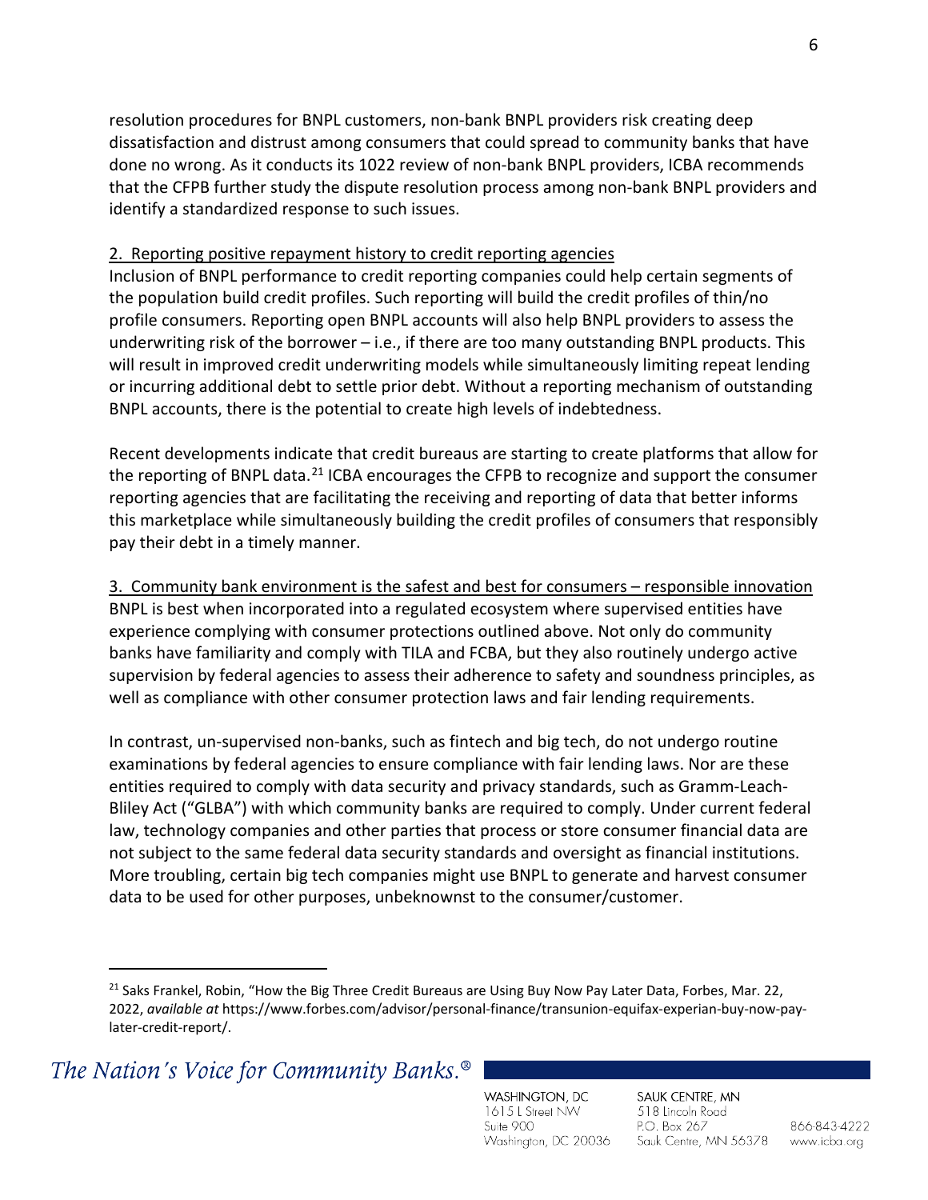resolution procedures for BNPL customers, non-bank BNPL providers risk creating deep dissatisfaction and distrust among consumers that could spread to community banks that have done no wrong. As it conducts its 1022 review of non-bank BNPL providers, ICBA recommends that the CFPB further study the dispute resolution process among non-bank BNPL providers and identify a standardized response to such issues.

<u>2. Reporting positive repayment history to credit reporting agencies</u>

Inclusion of BNPL performance to credit reporting companies could help certain segments of the population build credit profiles. Such reporting will build the credit profiles of thin/no profile consumers. Reporting open BNPL accounts will also help BNPL providers to assess the underwriting risk of the borrower – i.e., if there are too many outstanding BNPL products. This will result in improved credit underwriting models while simultaneously limiting repeat lending or incurring additional debt to settle prior debt. Without a reporting mechanism of outstanding BNPL accounts, there is the potential to create high levels of indebtedness.

Recent developments indicate that credit bureaus are starting to create platforms that allow for the reporting of BNPL data.[21] ICBA encourages the CFPB to recognize and support the consumer reporting agencies that are facilitating the receiving and reporting of data that better informs this marketplace while simultaneously building the credit profiles of consumers that responsibly pay their debt in a timely manner.

<u>3. Community bank environment is the safest and best for consumers – responsible innovation</u>

BNPL is best when incorporated into a regulated ecosystem where supervised entities have experience complying with consumer protections outlined above. Not only do community banks have familiarity and comply with TILA and FCBA, but they also routinely undergo active supervision by federal agencies to assess their adherence to safety and soundness principles, as well as compliance with other consumer protection laws and fair lending requirements.

In contrast, un-supervised non-banks, such as fintech and big tech, do not undergo routine examinations by federal agencies to ensure compliance with fair lending laws. Nor are these entities required to comply with data security and privacy standards, such as Gramm-Leach-Bliley Act ("GLBA") with which community banks are required to comply. Under current federal law, technology companies and other parties that process or store consumer financial data are not subject to the same federal data security standards and oversight as financial institutions. More troubling, certain big tech companies might use BNPL to generate and harvest consumer data to be used for other purposes, unbeknownst to the consumer/customer.

---

[21] Saks Frankel, Robin, "How the Big Three Credit Bureaus are Using Buy Now Pay Later Data, Forbes, Mar. 22, 2022, *available at* https://www.forbes.com/advisor/personal-finance/transunion-equifax-experian-buy-now-pay-later-credit-report/.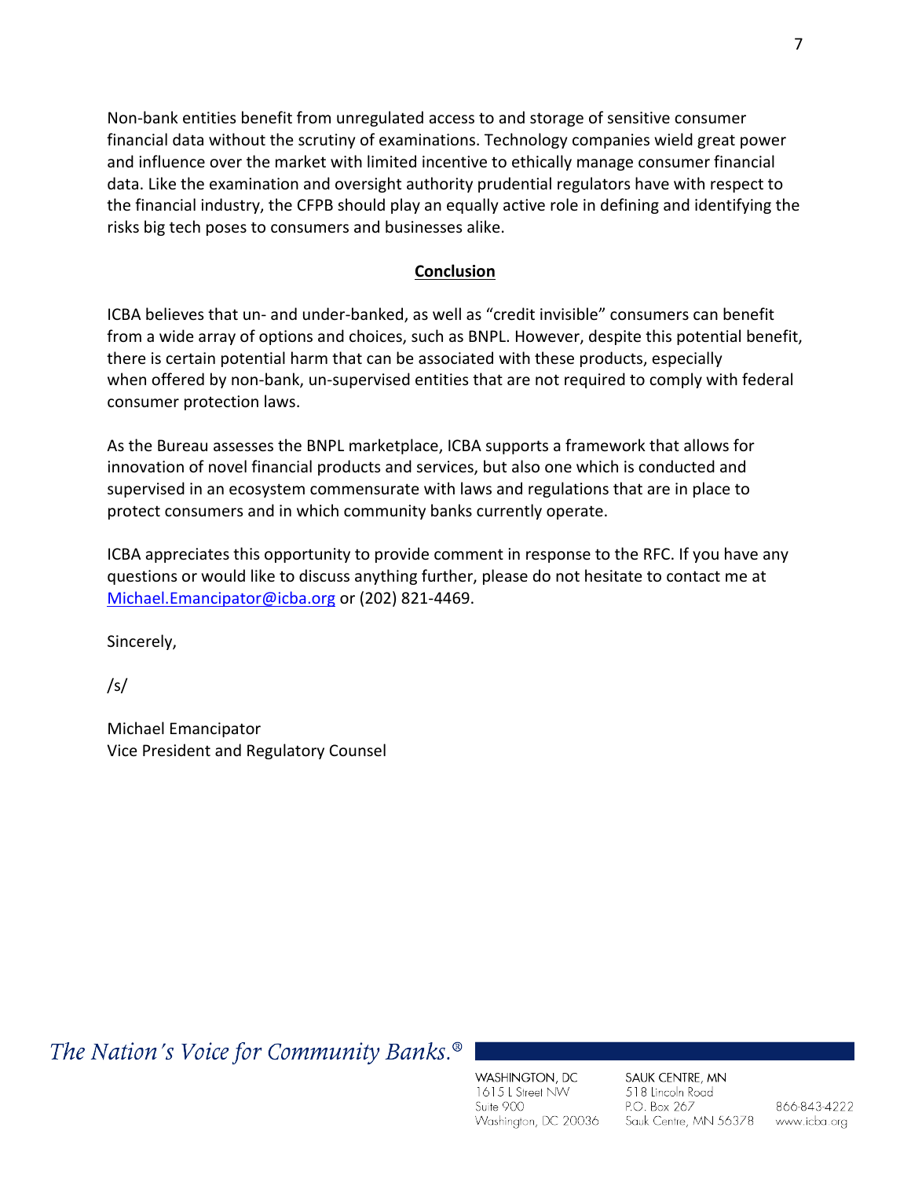Non-bank entities benefit from unregulated access to and storage of sensitive consumer financial data without the scrutiny of examinations. Technology companies wield great power and influence over the market with limited incentive to ethically manage consumer financial data. Like the examination and oversight authority prudential regulators have with respect to the financial industry, the CFPB should play an equally active role in defining and identifying the risks big tech poses to consumers and businesses alike.

## Conclusion

ICBA believes that un- and under-banked, as well as "credit invisible" consumers can benefit from a wide array of options and choices, such as BNPL. However, despite this potential benefit, there is certain potential harm that can be associated with these products, especially when offered by non-bank, un-supervised entities that are not required to comply with federal consumer protection laws.

As the Bureau assesses the BNPL marketplace, ICBA supports a framework that allows for innovation of novel financial products and services, but also one which is conducted and supervised in an ecosystem commensurate with laws and regulations that are in place to protect consumers and in which community banks currently operate.

ICBA appreciates this opportunity to provide comment in response to the RFC. If you have any questions or would like to discuss anything further, please do not hesitate to contact me at Michael.Emancipator@icba.org or (202) 821-4469.

Sincerely,

/s/

Michael Emancipator
Vice President and Regulatory Counsel

*The Nation's Voice for Community Banks.®*

WASHINGTON, DC
1615 L Street NW
Suite 900
Washington, DC 20036

SAUK CENTRE, MN
518 Lincoln Road
P.O. Box 267
Sauk Centre, MN 56378

866-843-4222
www.icba.org